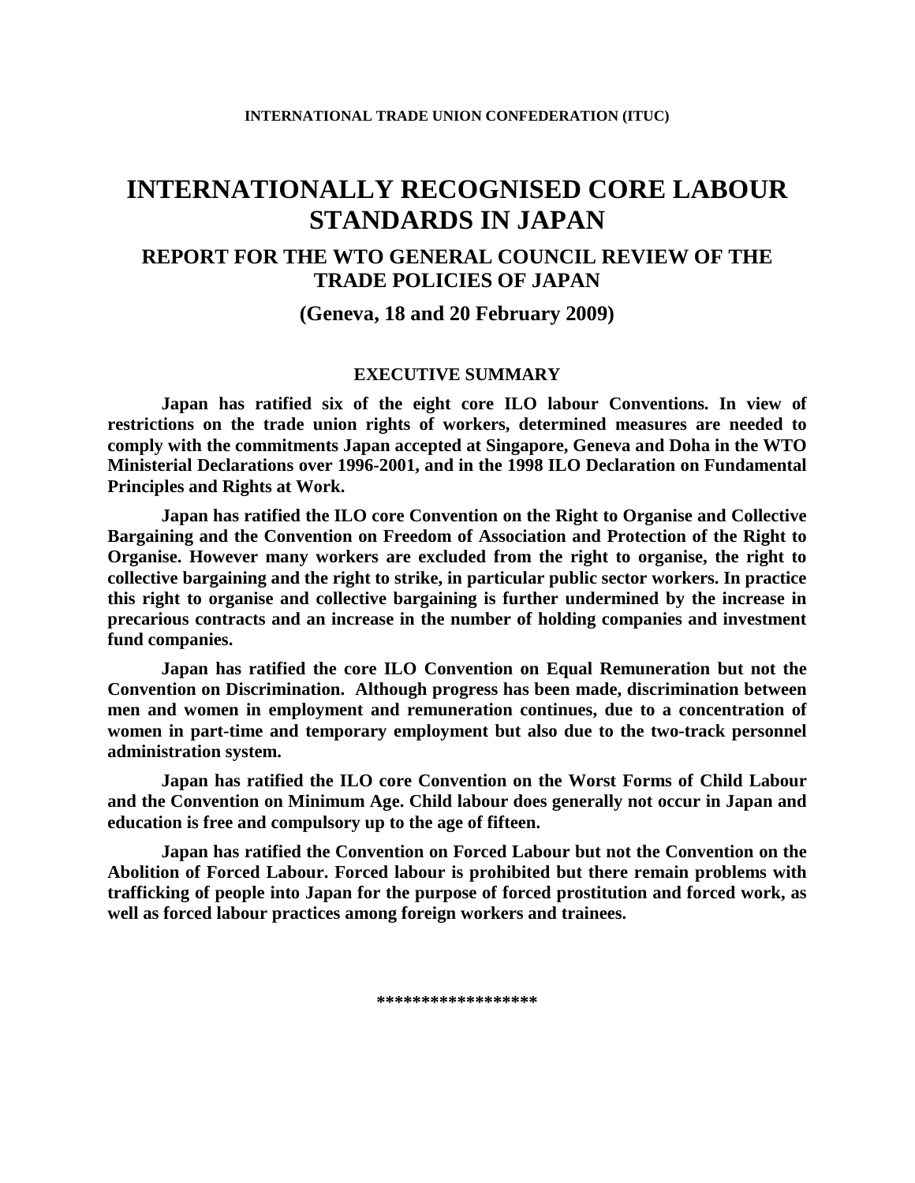**INTERNATIONAL TRADE UNION CONFEDERATION (ITUC)**

# INTERNATIONALLY RECOGNISED CORE LABOUR STANDARDS IN JAPAN

## REPORT FOR THE WTO GENERAL COUNCIL REVIEW OF THE TRADE POLICIES OF JAPAN

## (Geneva, 18 and 20 February 2009)

### EXECUTIVE SUMMARY

**Japan has ratified six of the eight core ILO labour Conventions. In view of restrictions on the trade union rights of workers, determined measures are needed to comply with the commitments Japan accepted at Singapore, Geneva and Doha in the WTO Ministerial Declarations over 1996-2001, and in the 1998 ILO Declaration on Fundamental Principles and Rights at Work.**

**Japan has ratified the ILO core Convention on the Right to Organise and Collective Bargaining and the Convention on Freedom of Association and Protection of the Right to Organise. However many workers are excluded from the right to organise, the right to collective bargaining and the right to strike, in particular public sector workers. In practice this right to organise and collective bargaining is further undermined by the increase in precarious contracts and an increase in the number of holding companies and investment fund companies.**

**Japan has ratified the core ILO Convention on Equal Remuneration but not the Convention on Discrimination. Although progress has been made, discrimination between men and women in employment and remuneration continues, due to a concentration of women in part-time and temporary employment but also due to the two-track personnel administration system.**

**Japan has ratified the ILO core Convention on the Worst Forms of Child Labour and the Convention on Minimum Age. Child labour does generally not occur in Japan and education is free and compulsory up to the age of fifteen.**

**Japan has ratified the Convention on Forced Labour but not the Convention on the Abolition of Forced Labour. Forced labour is prohibited but there remain problems with trafficking of people into Japan for the purpose of forced prostitution and forced work, as well as forced labour practices among foreign workers and trainees.**

\*\*\*\*\*\*\*\*\*\*\*\*\*\*\*\*\*\*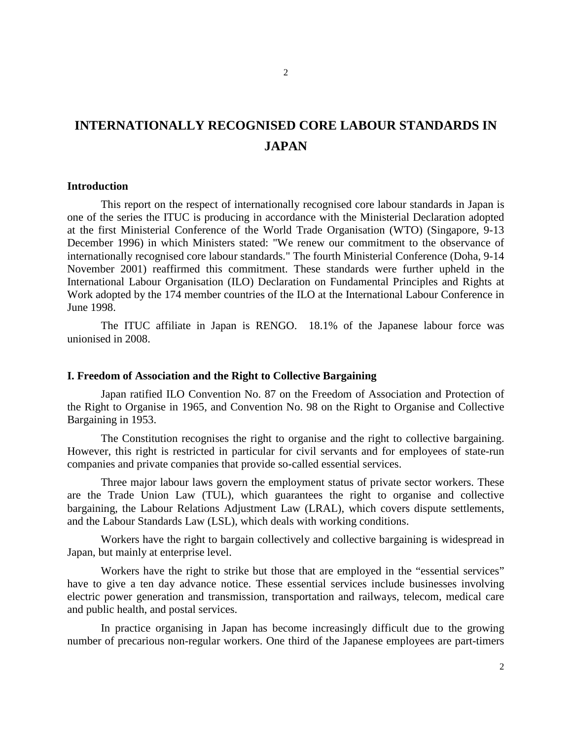# INTERNATIONALLY RECOGNISED CORE LABOUR STANDARDS IN JAPAN

## Introduction

This report on the respect of internationally recognised core labour standards in Japan is one of the series the ITUC is producing in accordance with the Ministerial Declaration adopted at the first Ministerial Conference of the World Trade Organisation (WTO) (Singapore, 9-13 December 1996) in which Ministers stated: "We renew our commitment to the observance of internationally recognised core labour standards." The fourth Ministerial Conference (Doha, 9-14 November 2001) reaffirmed this commitment. These standards were further upheld in the International Labour Organisation (ILO) Declaration on Fundamental Principles and Rights at Work adopted by the 174 member countries of the ILO at the International Labour Conference in June 1998.

The ITUC affiliate in Japan is RENGO. 18.1% of the Japanese labour force was unionised in 2008.

## I. Freedom of Association and the Right to Collective Bargaining

Japan ratified ILO Convention No. 87 on the Freedom of Association and Protection of the Right to Organise in 1965, and Convention No. 98 on the Right to Organise and Collective Bargaining in 1953.

The Constitution recognises the right to organise and the right to collective bargaining. However, this right is restricted in particular for civil servants and for employees of state-run companies and private companies that provide so-called essential services.

Three major labour laws govern the employment status of private sector workers. These are the Trade Union Law (TUL), which guarantees the right to organise and collective bargaining, the Labour Relations Adjustment Law (LRAL), which covers dispute settlements, and the Labour Standards Law (LSL), which deals with working conditions.

Workers have the right to bargain collectively and collective bargaining is widespread in Japan, but mainly at enterprise level.

Workers have the right to strike but those that are employed in the "essential services" have to give a ten day advance notice. These essential services include businesses involving electric power generation and transmission, transportation and railways, telecom, medical care and public health, and postal services.

In practice organising in Japan has become increasingly difficult due to the growing number of precarious non-regular workers. One third of the Japanese employees are part-timers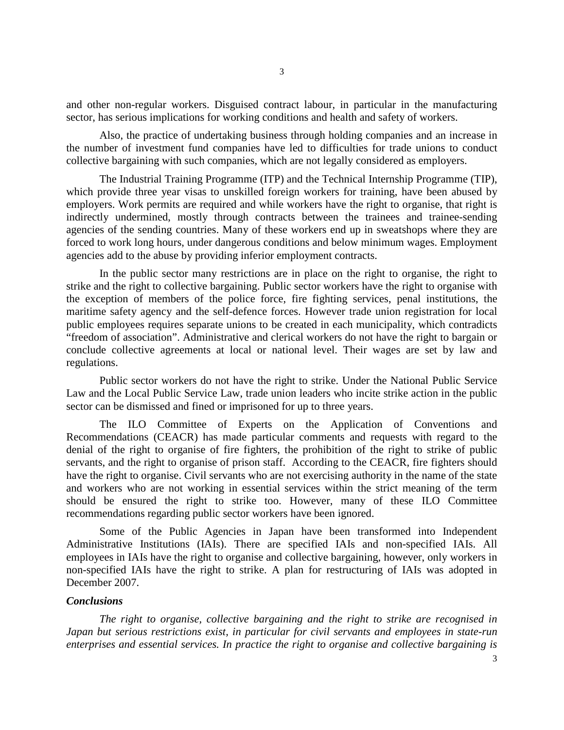and other non-regular workers. Disguised contract labour, in particular in the manufacturing sector, has serious implications for working conditions and health and safety of workers.

Also, the practice of undertaking business through holding companies and an increase in the number of investment fund companies have led to difficulties for trade unions to conduct collective bargaining with such companies, which are not legally considered as employers.

The Industrial Training Programme (ITP) and the Technical Internship Programme (TIP), which provide three year visas to unskilled foreign workers for training, have been abused by employers. Work permits are required and while workers have the right to organise, that right is indirectly undermined, mostly through contracts between the trainees and trainee-sending agencies of the sending countries. Many of these workers end up in sweatshops where they are forced to work long hours, under dangerous conditions and below minimum wages. Employment agencies add to the abuse by providing inferior employment contracts.

In the public sector many restrictions are in place on the right to organise, the right to strike and the right to collective bargaining. Public sector workers have the right to organise with the exception of members of the police force, fire fighting services, penal institutions, the maritime safety agency and the self-defence forces. However trade union registration for local public employees requires separate unions to be created in each municipality, which contradicts "freedom of association". Administrative and clerical workers do not have the right to bargain or conclude collective agreements at local or national level. Their wages are set by law and regulations.

Public sector workers do not have the right to strike. Under the National Public Service Law and the Local Public Service Law, trade union leaders who incite strike action in the public sector can be dismissed and fined or imprisoned for up to three years.

The ILO Committee of Experts on the Application of Conventions and Recommendations (CEACR) has made particular comments and requests with regard to the denial of the right to organise of fire fighters, the prohibition of the right to strike of public servants, and the right to organise of prison staff. According to the CEACR, fire fighters should have the right to organise. Civil servants who are not exercising authority in the name of the state and workers who are not working in essential services within the strict meaning of the term should be ensured the right to strike too. However, many of these ILO Committee recommendations regarding public sector workers have been ignored.

Some of the Public Agencies in Japan have been transformed into Independent Administrative Institutions (IAIs). There are specified IAIs and non-specified IAIs. All employees in IAIs have the right to organise and collective bargaining, however, only workers in non-specified IAIs have the right to strike. A plan for restructuring of IAIs was adopted in December 2007.

### *Conclusions*

*The right to organise, collective bargaining and the right to strike are recognised in Japan but serious restrictions exist, in particular for civil servants and employees in state-run enterprises and essential services. In practice the right to organise and collective bargaining is*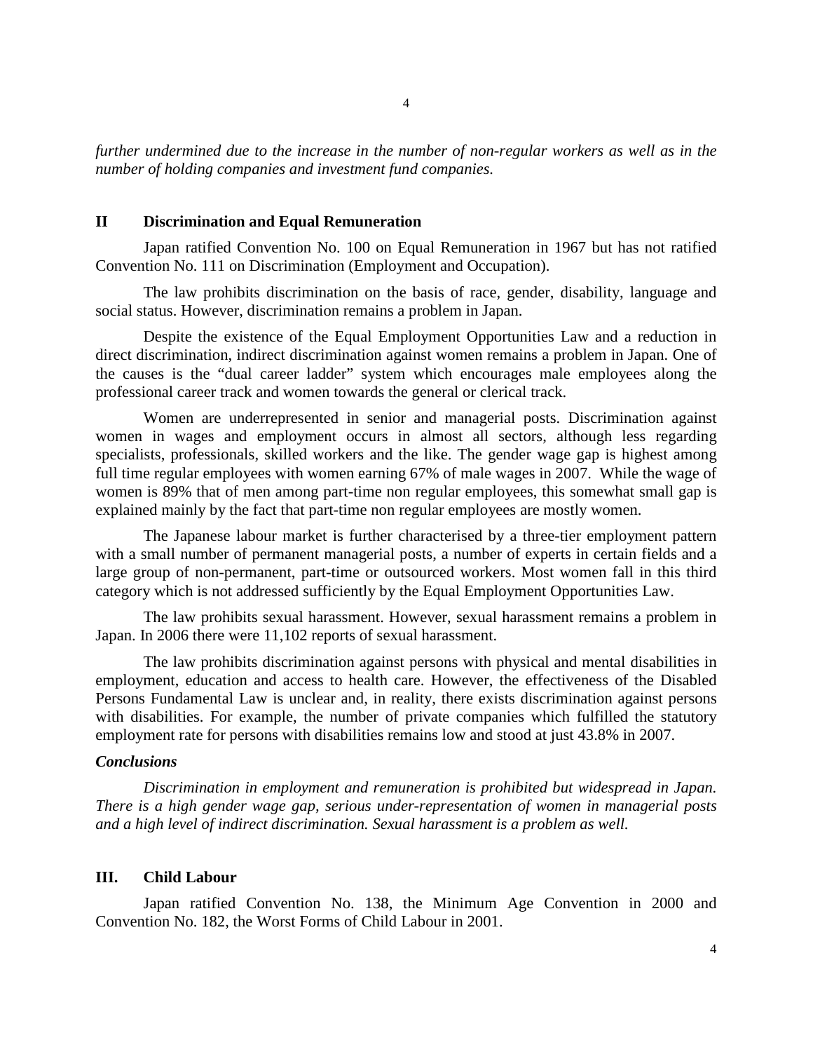*further undermined due to the increase in the number of non-regular workers as well as in the number of holding companies and investment fund companies.*

## II Discrimination and Equal Remuneration

Japan ratified Convention No. 100 on Equal Remuneration in 1967 but has not ratified Convention No. 111 on Discrimination (Employment and Occupation).

The law prohibits discrimination on the basis of race, gender, disability, language and social status. However, discrimination remains a problem in Japan.

Despite the existence of the Equal Employment Opportunities Law and a reduction in direct discrimination, indirect discrimination against women remains a problem in Japan. One of the causes is the "dual career ladder" system which encourages male employees along the professional career track and women towards the general or clerical track.

Women are underrepresented in senior and managerial posts. Discrimination against women in wages and employment occurs in almost all sectors, although less regarding specialists, professionals, skilled workers and the like. The gender wage gap is highest among full time regular employees with women earning 67% of male wages in 2007. While the wage of women is 89% that of men among part-time non regular employees, this somewhat small gap is explained mainly by the fact that part-time non regular employees are mostly women.

The Japanese labour market is further characterised by a three-tier employment pattern with a small number of permanent managerial posts, a number of experts in certain fields and a large group of non-permanent, part-time or outsourced workers. Most women fall in this third category which is not addressed sufficiently by the Equal Employment Opportunities Law.

The law prohibits sexual harassment. However, sexual harassment remains a problem in Japan. In 2006 there were 11,102 reports of sexual harassment.

The law prohibits discrimination against persons with physical and mental disabilities in employment, education and access to health care. However, the effectiveness of the Disabled Persons Fundamental Law is unclear and, in reality, there exists discrimination against persons with disabilities. For example, the number of private companies which fulfilled the statutory employment rate for persons with disabilities remains low and stood at just 43.8% in 2007.

### *Conclusions*

*Discrimination in employment and remuneration is prohibited but widespread in Japan. There is a high gender wage gap, serious under-representation of women in managerial posts and a high level of indirect discrimination. Sexual harassment is a problem as well.*

## III. Child Labour

Japan ratified Convention No. 138, the Minimum Age Convention in 2000 and Convention No. 182, the Worst Forms of Child Labour in 2001.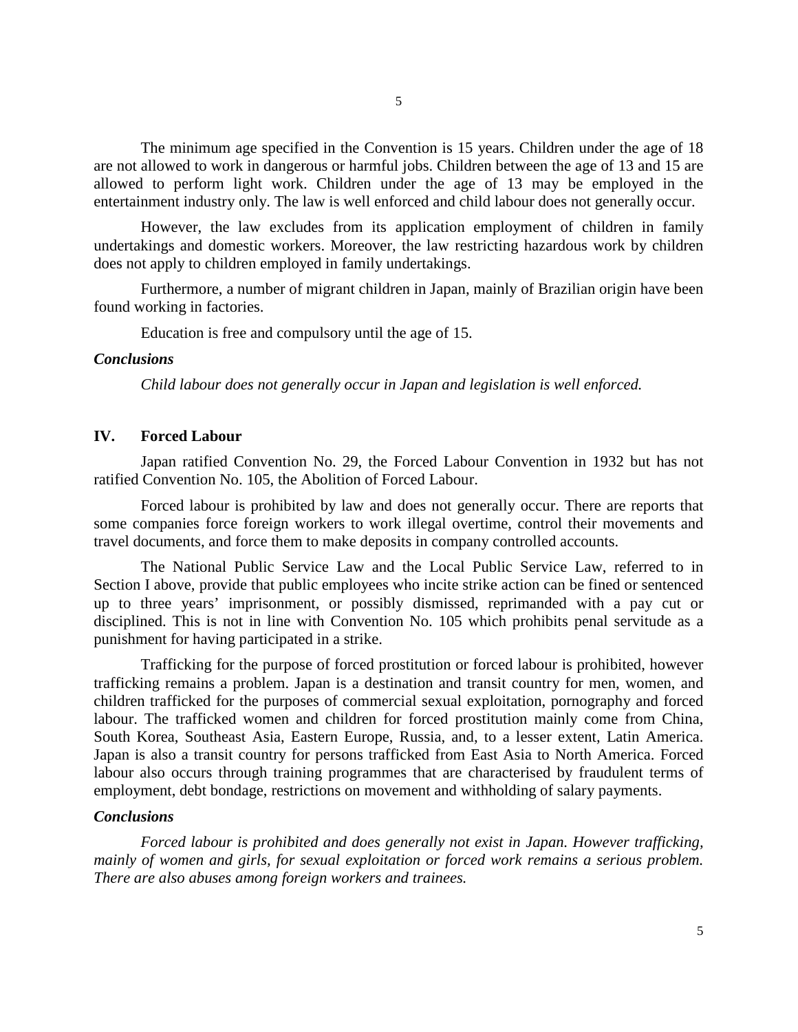The minimum age specified in the Convention is 15 years. Children under the age of 18 are not allowed to work in dangerous or harmful jobs. Children between the age of 13 and 15 are allowed to perform light work. Children under the age of 13 may be employed in the entertainment industry only. The law is well enforced and child labour does not generally occur.

However, the law excludes from its application employment of children in family undertakings and domestic workers. Moreover, the law restricting hazardous work by children does not apply to children employed in family undertakings.

Furthermore, a number of migrant children in Japan, mainly of Brazilian origin have been found working in factories.

Education is free and compulsory until the age of 15.

***Conclusions***

*Child labour does not generally occur in Japan and legislation is well enforced.*

## IV. Forced Labour

Japan ratified Convention No. 29, the Forced Labour Convention in 1932 but has not ratified Convention No. 105, the Abolition of Forced Labour.

Forced labour is prohibited by law and does not generally occur. There are reports that some companies force foreign workers to work illegal overtime, control their movements and travel documents, and force them to make deposits in company controlled accounts.

The National Public Service Law and the Local Public Service Law, referred to in Section I above, provide that public employees who incite strike action can be fined or sentenced up to three years' imprisonment, or possibly dismissed, reprimanded with a pay cut or disciplined. This is not in line with Convention No. 105 which prohibits penal servitude as a punishment for having participated in a strike.

Trafficking for the purpose of forced prostitution or forced labour is prohibited, however trafficking remains a problem. Japan is a destination and transit country for men, women, and children trafficked for the purposes of commercial sexual exploitation, pornography and forced labour. The trafficked women and children for forced prostitution mainly come from China, South Korea, Southeast Asia, Eastern Europe, Russia, and, to a lesser extent, Latin America. Japan is also a transit country for persons trafficked from East Asia to North America. Forced labour also occurs through training programmes that are characterised by fraudulent terms of employment, debt bondage, restrictions on movement and withholding of salary payments.

***Conclusions***

*Forced labour is prohibited and does generally not exist in Japan. However trafficking, mainly of women and girls, for sexual exploitation or forced work remains a serious problem. There are also abuses among foreign workers and trainees.*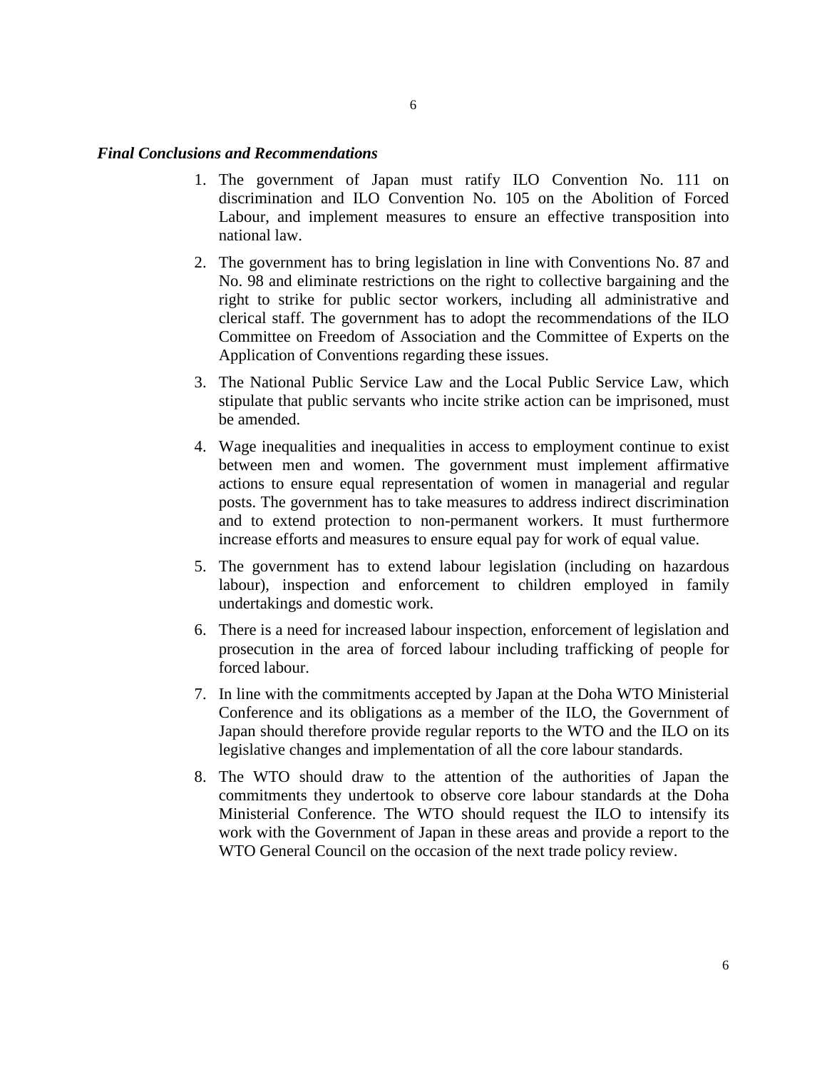***Final Conclusions and Recommendations***

1. The government of Japan must ratify ILO Convention No. 111 on discrimination and ILO Convention No. 105 on the Abolition of Forced Labour, and implement measures to ensure an effective transposition into national law.
2. The government has to bring legislation in line with Conventions No. 87 and No. 98 and eliminate restrictions on the right to collective bargaining and the right to strike for public sector workers, including all administrative and clerical staff. The government has to adopt the recommendations of the ILO Committee on Freedom of Association and the Committee of Experts on the Application of Conventions regarding these issues.
3. The National Public Service Law and the Local Public Service Law, which stipulate that public servants who incite strike action can be imprisoned, must be amended.
4. Wage inequalities and inequalities in access to employment continue to exist between men and women. The government must implement affirmative actions to ensure equal representation of women in managerial and regular posts. The government has to take measures to address indirect discrimination and to extend protection to non-permanent workers. It must furthermore increase efforts and measures to ensure equal pay for work of equal value.
5. The government has to extend labour legislation (including on hazardous labour), inspection and enforcement to children employed in family undertakings and domestic work.
6. There is a need for increased labour inspection, enforcement of legislation and prosecution in the area of forced labour including trafficking of people for forced labour.
7. In line with the commitments accepted by Japan at the Doha WTO Ministerial Conference and its obligations as a member of the ILO, the Government of Japan should therefore provide regular reports to the WTO and the ILO on its legislative changes and implementation of all the core labour standards.
8. The WTO should draw to the attention of the authorities of Japan the commitments they undertook to observe core labour standards at the Doha Ministerial Conference. The WTO should request the ILO to intensify its work with the Government of Japan in these areas and provide a report to the WTO General Council on the occasion of the next trade policy review.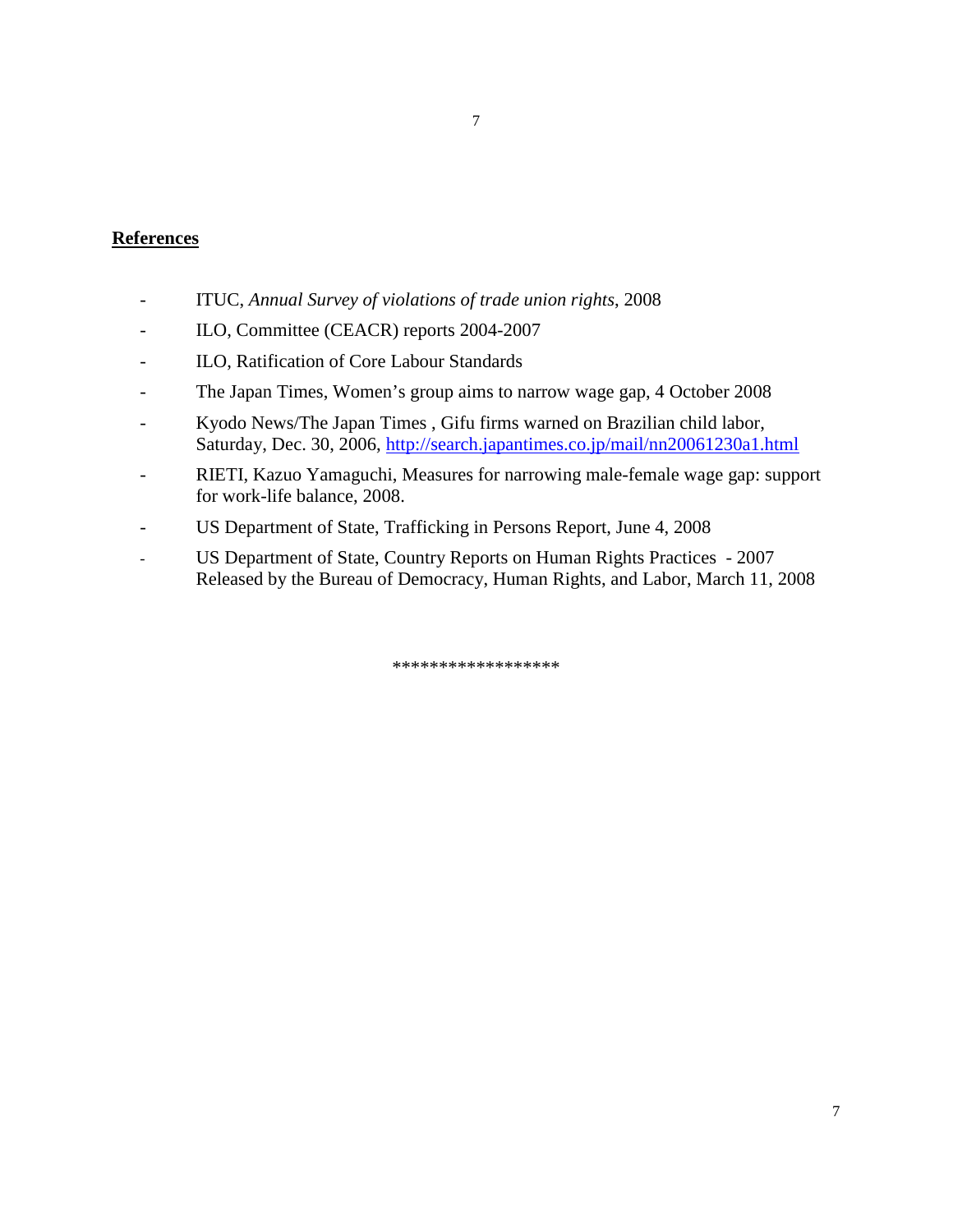## References

- ITUC, *Annual Survey of violations of trade union rights*, 2008
- ILO, Committee (CEACR) reports 2004-2007
- ILO, Ratification of Core Labour Standards
- The Japan Times, Women's group aims to narrow wage gap, 4 October 2008
- Kyodo News/The Japan Times , Gifu firms warned on Brazilian child labor, Saturday, Dec. 30, 2006, http://search.japantimes.co.jp/mail/nn20061230a1.html
- RIETI, Kazuo Yamaguchi, Measures for narrowing male-female wage gap: support for work-life balance, 2008.
- US Department of State, Trafficking in Persons Report, June 4, 2008
- US Department of State, Country Reports on Human Rights Practices - 2007 Released by the Bureau of Democracy, Human Rights, and Labor, March 11, 2008

******************